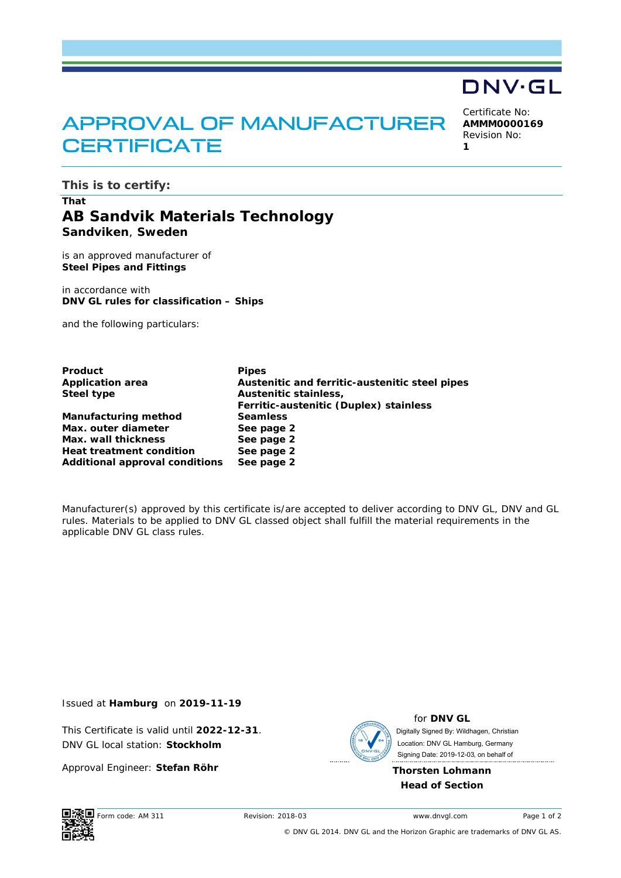DNV·GL

# APPROVAL OF MANUFACTURER CERTIFICATE

Certificate No:
**AMMM0000169**
Revision No:
**1**

## This is to certify:

**That**

## AB Sandvik Materials Technology

**Sandviken**, **Sweden**

is an approved manufacturer of
**Steel Pipes and Fittings**

in accordance with
**DNV GL rules for classification – Ships**

and the following particulars:

| | |
|---|---|
| **Product** | **Pipes** |
| **Application area** | **Austenitic and ferritic-austenitic steel pipes** |
| **Steel type** | **Austenitic stainless,**<br>**Ferritic-austenitic (Duplex) stainless** |
| **Manufacturing method** | **Seamless** |
| **Max. outer diameter** | **See page 2** |
| **Max. wall thickness** | **See page 2** |
| **Heat treatment condition** | **See page 2** |
| **Additional approval conditions** | **See page 2** |

Manufacturer(s) approved by this certificate is/are accepted to deliver according to DNV GL, DNV and GL rules. Materials to be applied to DNV GL classed object shall fulfill the material requirements in the applicable DNV GL class rules.

Issued at **Hamburg** on **2019-11-19**

This Certificate is valid until **2022-12-31**.
DNV GL local station: **Stockholm**

Approval Engineer: **Stefan Röhr**

for **DNV GL**

Digitally Signed By: Wildhagen, Christian
Location: DNV GL Hamburg, Germany
Signing Date: 2019-12-03, on behalf of

**Thorsten Lohmann**
**Head of Section**

Form code: AM 311 Revision: 2018-03 www.dnvgl.com

© DNV GL 2014. DNV GL and the Horizon Graphic are trademarks of DNV GL AS.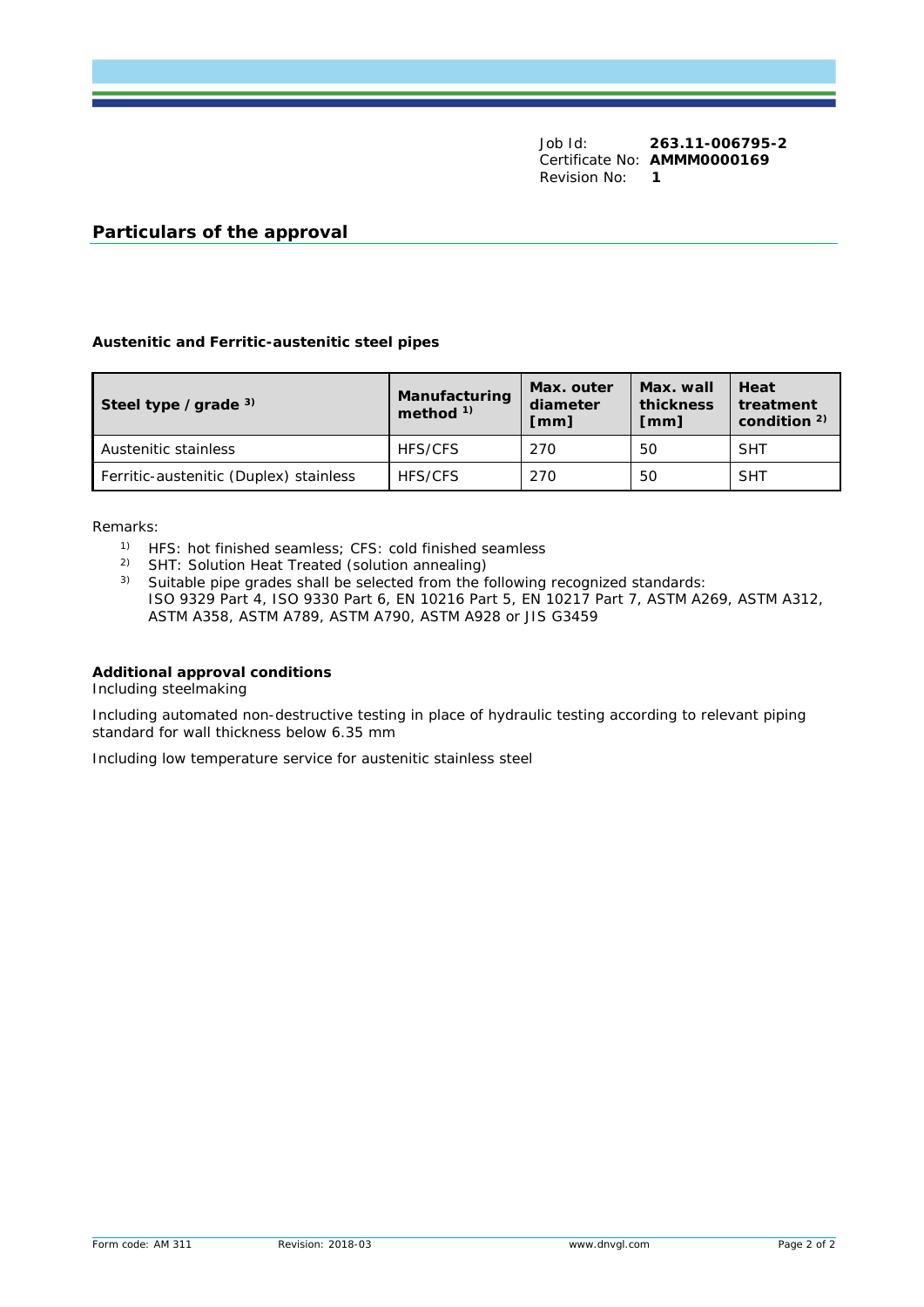Job Id: **263.11-006795-2**
Certificate No: **AMMM0000169**
Revision No: **1**

## Particulars of the approval

**Austenitic and Ferritic-austenitic steel pipes**

| Steel type / grade [3] | Manufacturing method [1] | Max. outer diameter [mm] | Max. wall thickness [mm] | Heat treatment condition [2] |
|---|---|---|---|---|
| Austenitic stainless | HFS/CFS | 270 | 50 | SHT |
| Ferritic-austenitic (Duplex) stainless | HFS/CFS | 270 | 50 | SHT |

Remarks:

1) HFS: hot finished seamless; CFS: cold finished seamless
2) SHT: Solution Heat Treated (solution annealing)
3) Suitable pipe grades shall be selected from the following recognized standards: ISO 9329 Part 4, ISO 9330 Part 6, EN 10216 Part 5, EN 10217 Part 7, ASTM A269, ASTM A312, ASTM A358, ASTM A789, ASTM A790, ASTM A928 or JIS G3459

**Additional approval conditions**

Including steelmaking

Including automated non-destructive testing in place of hydraulic testing according to relevant piping standard for wall thickness below 6.35 mm

Including low temperature service for austenitic stainless steel

Form code: AM 311 Revision: 2018-03 www.dnvgl.com